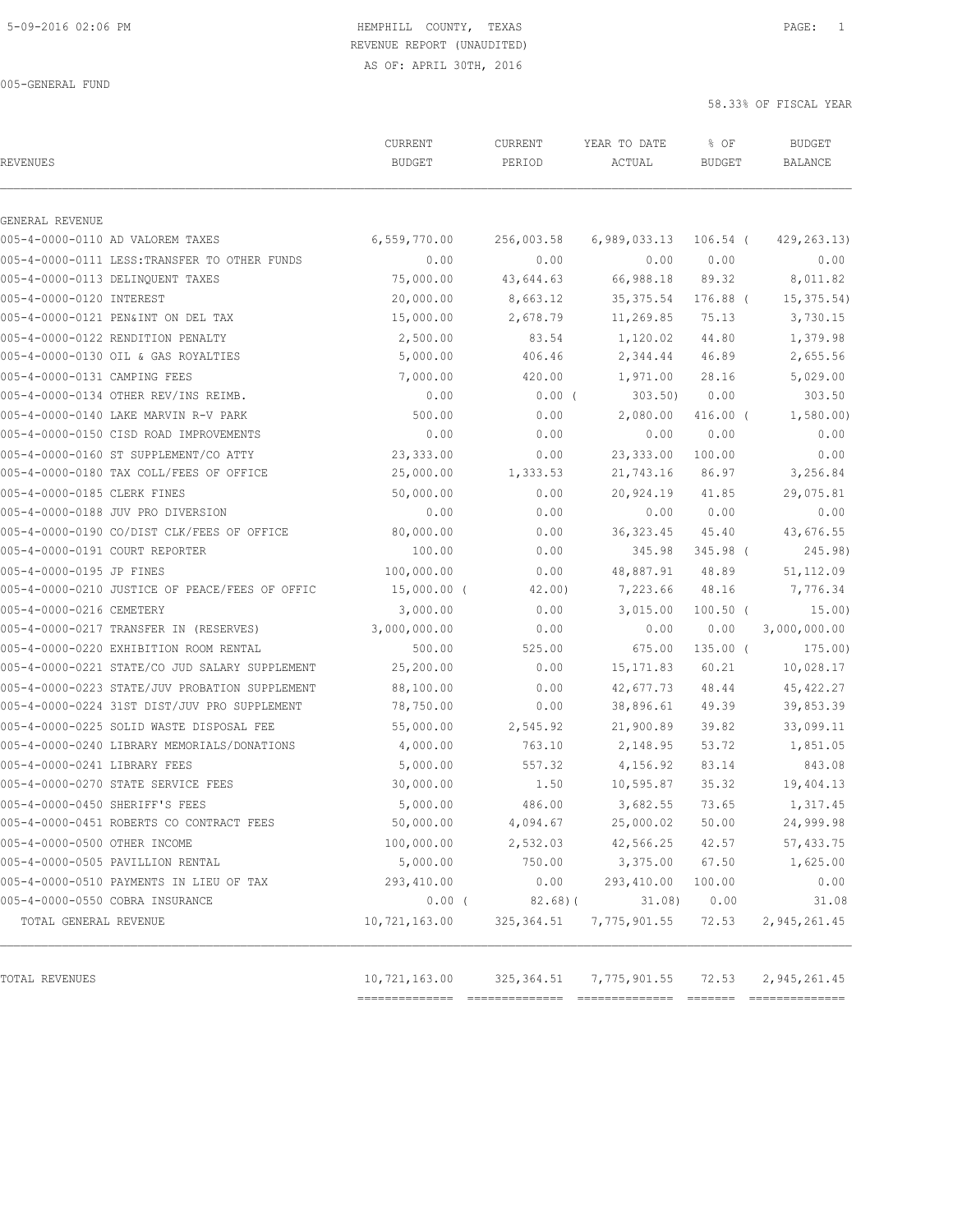HEMPHILL COUNTY, TEXAS
REVENUE REPORT (UNAUDITED)
AS OF: APRIL 30TH, 2016

005-GENERAL FUND

58.33% OF FISCAL YEAR

| REVENUES | CURRENT BUDGET | CURRENT PERIOD | YEAR TO DATE ACTUAL | % OF BUDGET | BUDGET BALANCE |
|---|---|---|---|---|---|
| GENERAL REVENUE | | | | | |
| 005-4-0000-0110 AD VALOREM TAXES | 6,559,770.00 | 256,003.58 | 6,989,033.13 | 106.54 ( | 429,263.13) |
| 005-4-0000-0111 LESS:TRANSFER TO OTHER FUNDS | 0.00 | 0.00 | 0.00 | 0.00 | 0.00 |
| 005-4-0000-0113 DELINQUENT TAXES | 75,000.00 | 43,644.63 | 66,988.18 | 89.32 | 8,011.82 |
| 005-4-0000-0120 INTEREST | 20,000.00 | 8,663.12 | 35,375.54 | 176.88 ( | 15,375.54) |
| 005-4-0000-0121 PEN&INT ON DEL TAX | 15,000.00 | 2,678.79 | 11,269.85 | 75.13 | 3,730.15 |
| 005-4-0000-0122 RENDITION PENALTY | 2,500.00 | 83.54 | 1,120.02 | 44.80 | 1,379.98 |
| 005-4-0000-0130 OIL & GAS ROYALTIES | 5,000.00 | 406.46 | 2,344.44 | 46.89 | 2,655.56 |
| 005-4-0000-0131 CAMPING FEES | 7,000.00 | 420.00 | 1,971.00 | 28.16 | 5,029.00 |
| 005-4-0000-0134 OTHER REV/INS REIMB. | 0.00 | 0.00 ( | 303.50) | 0.00 | 303.50 |
| 005-4-0000-0140 LAKE MARVIN R-V PARK | 500.00 | 0.00 | 2,080.00 | 416.00 ( | 1,580.00) |
| 005-4-0000-0150 CISD ROAD IMPROVEMENTS | 0.00 | 0.00 | 0.00 | 0.00 | 0.00 |
| 005-4-0000-0160 ST SUPPLEMENT/CO ATTY | 23,333.00 | 0.00 | 23,333.00 | 100.00 | 0.00 |
| 005-4-0000-0180 TAX COLL/FEES OF OFFICE | 25,000.00 | 1,333.53 | 21,743.16 | 86.97 | 3,256.84 |
| 005-4-0000-0185 CLERK FINES | 50,000.00 | 0.00 | 20,924.19 | 41.85 | 29,075.81 |
| 005-4-0000-0188 JUV PRO DIVERSION | 0.00 | 0.00 | 0.00 | 0.00 | 0.00 |
| 005-4-0000-0190 CO/DIST CLK/FEES OF OFFICE | 80,000.00 | 0.00 | 36,323.45 | 45.40 | 43,676.55 |
| 005-4-0000-0191 COURT REPORTER | 100.00 | 0.00 | 345.98 | 345.98 ( | 245.98) |
| 005-4-0000-0195 JP FINES | 100,000.00 | 0.00 | 48,887.91 | 48.89 | 51,112.09 |
| 005-4-0000-0210 JUSTICE OF PEACE/FEES OF OFFIC | 15,000.00 ( | 42.00) | 7,223.66 | 48.16 | 7,776.34 |
| 005-4-0000-0216 CEMETERY | 3,000.00 | 0.00 | 3,015.00 | 100.50 ( | 15.00) |
| 005-4-0000-0217 TRANSFER IN (RESERVES) | 3,000,000.00 | 0.00 | 0.00 | 0.00 | 3,000,000.00 |
| 005-4-0000-0220 EXHIBITION ROOM RENTAL | 500.00 | 525.00 | 675.00 | 135.00 ( | 175.00) |
| 005-4-0000-0221 STATE/CO JUD SALARY SUPPLEMENT | 25,200.00 | 0.00 | 15,171.83 | 60.21 | 10,028.17 |
| 005-4-0000-0223 STATE/JUV PROBATION SUPPLEMENT | 88,100.00 | 0.00 | 42,677.73 | 48.44 | 45,422.27 |
| 005-4-0000-0224 31ST DIST/JUV PRO SUPPLEMENT | 78,750.00 | 0.00 | 38,896.61 | 49.39 | 39,853.39 |
| 005-4-0000-0225 SOLID WASTE DISPOSAL FEE | 55,000.00 | 2,545.92 | 21,900.89 | 39.82 | 33,099.11 |
| 005-4-0000-0240 LIBRARY MEMORIALS/DONATIONS | 4,000.00 | 763.10 | 2,148.95 | 53.72 | 1,851.05 |
| 005-4-0000-0241 LIBRARY FEES | 5,000.00 | 557.32 | 4,156.92 | 83.14 | 843.08 |
| 005-4-0000-0270 STATE SERVICE FEES | 30,000.00 | 1.50 | 10,595.87 | 35.32 | 19,404.13 |
| 005-4-0000-0450 SHERIFF'S FEES | 5,000.00 | 486.00 | 3,682.55 | 73.65 | 1,317.45 |
| 005-4-0000-0451 ROBERTS CO CONTRACT FEES | 50,000.00 | 4,094.67 | 25,000.02 | 50.00 | 24,999.98 |
| 005-4-0000-0500 OTHER INCOME | 100,000.00 | 2,532.03 | 42,566.25 | 42.57 | 57,433.75 |
| 005-4-0000-0505 PAVILLION RENTAL | 5,000.00 | 750.00 | 3,375.00 | 67.50 | 1,625.00 |
| 005-4-0000-0510 PAYMENTS IN LIEU OF TAX | 293,410.00 | 0.00 | 293,410.00 | 100.00 | 0.00 |
| 005-4-0000-0550 COBRA INSURANCE | 0.00 ( | 82.68)( | 31.08) | 0.00 | 31.08 |
| TOTAL GENERAL REVENUE | 10,721,163.00 | 325,364.51 | 7,775,901.55 | 72.53 | 2,945,261.45 |
| TOTAL REVENUES | 10,721,163.00 | 325,364.51 | 7,775,901.55 | 72.53 | 2,945,261.45 |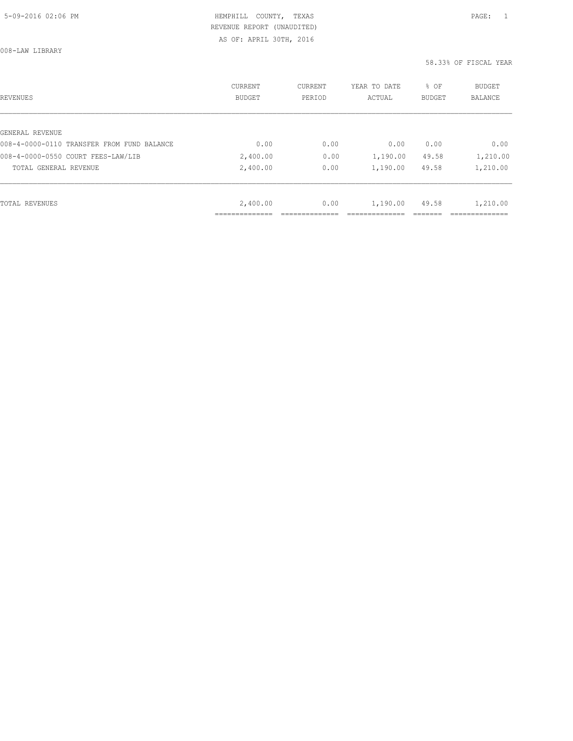HEMPHILL COUNTY, TEXAS
REVENUE REPORT (UNAUDITED)
AS OF: APRIL 30TH, 2016

008-LAW LIBRARY

58.33% OF FISCAL YEAR

| REVENUES | CURRENT BUDGET | CURRENT PERIOD | YEAR TO DATE ACTUAL | % OF BUDGET | BUDGET BALANCE |
|---|---|---|---|---|---|
| GENERAL REVENUE | | | | | |
| 008-4-0000-0110 TRANSFER FROM FUND BALANCE | 0.00 | 0.00 | 0.00 | 0.00 | 0.00 |
| 008-4-0000-0550 COURT FEES-LAW/LIB | 2,400.00 | 0.00 | 1,190.00 | 49.58 | 1,210.00 |
| TOTAL GENERAL REVENUE | 2,400.00 | 0.00 | 1,190.00 | 49.58 | 1,210.00 |
| TOTAL REVENUES | 2,400.00 | 0.00 | 1,190.00 | 49.58 | 1,210.00 |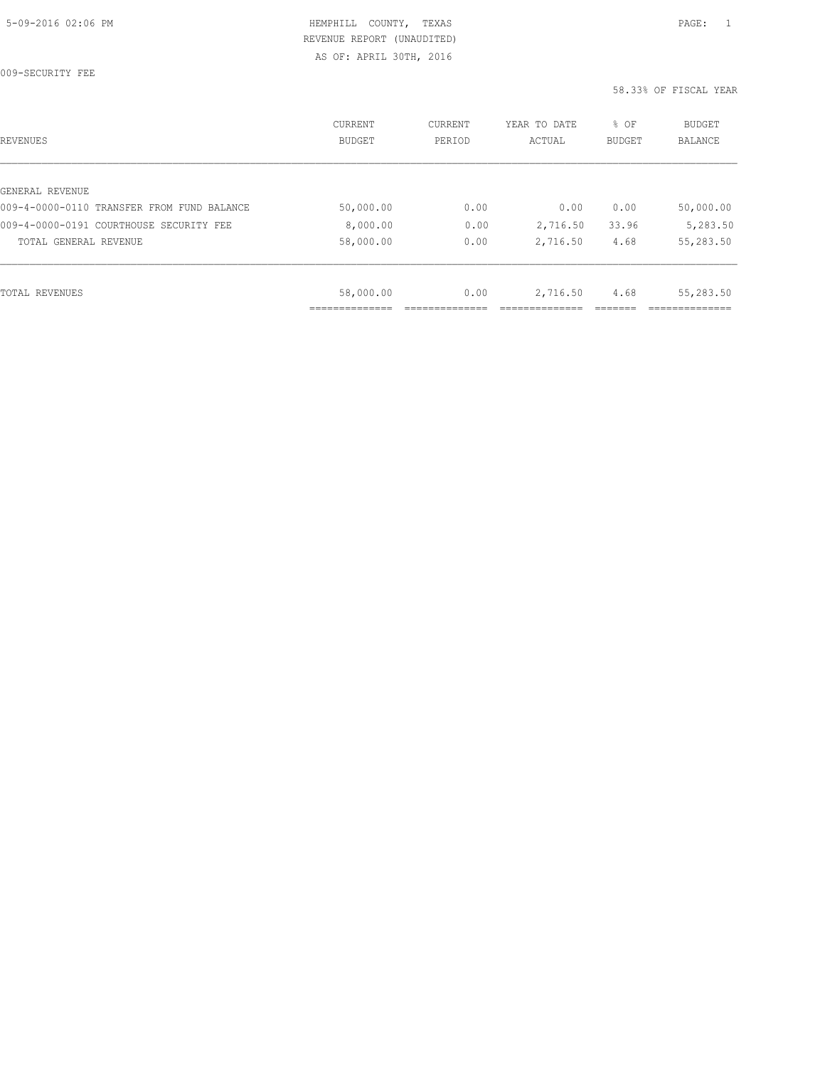HEMPHILL COUNTY, TEXAS
REVENUE REPORT (UNAUDITED)
AS OF: APRIL 30TH, 2016

009-SECURITY FEE

58.33% OF FISCAL YEAR

| REVENUES | CURRENT BUDGET | CURRENT PERIOD | YEAR TO DATE ACTUAL | % OF BUDGET | BUDGET BALANCE |
|---|---|---|---|---|---|
| GENERAL REVENUE | | | | | |
| 009-4-0000-0110 TRANSFER FROM FUND BALANCE | 50,000.00 | 0.00 | 0.00 | 0.00 | 50,000.00 |
| 009-4-0000-0191 COURTHOUSE SECURITY FEE | 8,000.00 | 0.00 | 2,716.50 | 33.96 | 5,283.50 |
| TOTAL GENERAL REVENUE | 58,000.00 | 0.00 | 2,716.50 | 4.68 | 55,283.50 |
| TOTAL REVENUES | 58,000.00 | 0.00 | 2,716.50 | 4.68 | 55,283.50 |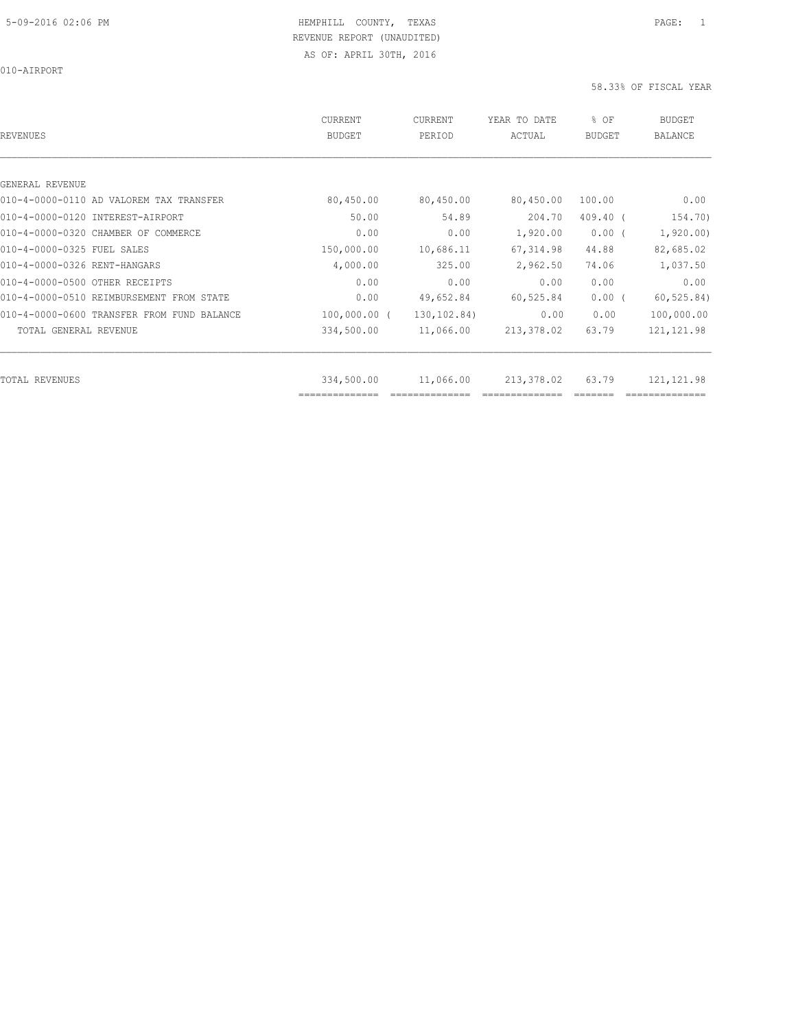5-09-2016 02:06 PM

HEMPHILL COUNTY, TEXAS
REVENUE REPORT (UNAUDITED)
AS OF: APRIL 30TH, 2016

010-AIRPORT

58.33% OF FISCAL YEAR

| REVENUES | CURRENT BUDGET | CURRENT PERIOD | YEAR TO DATE ACTUAL | % OF BUDGET | BUDGET BALANCE |
|---|---|---|---|---|---|
| GENERAL REVENUE | | | | | |
| 010-4-0000-0110 AD VALOREM TAX TRANSFER | 80,450.00 | 80,450.00 | 80,450.00 | 100.00 | 0.00 |
| 010-4-0000-0120 INTEREST-AIRPORT | 50.00 | 54.89 | 204.70 | 409.40 | ( 154.70) |
| 010-4-0000-0320 CHAMBER OF COMMERCE | 0.00 | 0.00 | 1,920.00 | 0.00 | ( 1,920.00) |
| 010-4-0000-0325 FUEL SALES | 150,000.00 | 10,686.11 | 67,314.98 | 44.88 | 82,685.02 |
| 010-4-0000-0326 RENT-HANGARS | 4,000.00 | 325.00 | 2,962.50 | 74.06 | 1,037.50 |
| 010-4-0000-0500 OTHER RECEIPTS | 0.00 | 0.00 | 0.00 | 0.00 | 0.00 |
| 010-4-0000-0510 REIMBURSEMENT FROM STATE | 0.00 | 49,652.84 | 60,525.84 | 0.00 | ( 60,525.84) |
| 010-4-0000-0600 TRANSFER FROM FUND BALANCE | 100,000.00 | ( 130,102.84) | 0.00 | 0.00 | 100,000.00 |
| TOTAL GENERAL REVENUE | 334,500.00 | 11,066.00 | 213,378.02 | 63.79 | 121,121.98 |
| TOTAL REVENUES | 334,500.00 | 11,066.00 | 213,378.02 | 63.79 | 121,121.98 |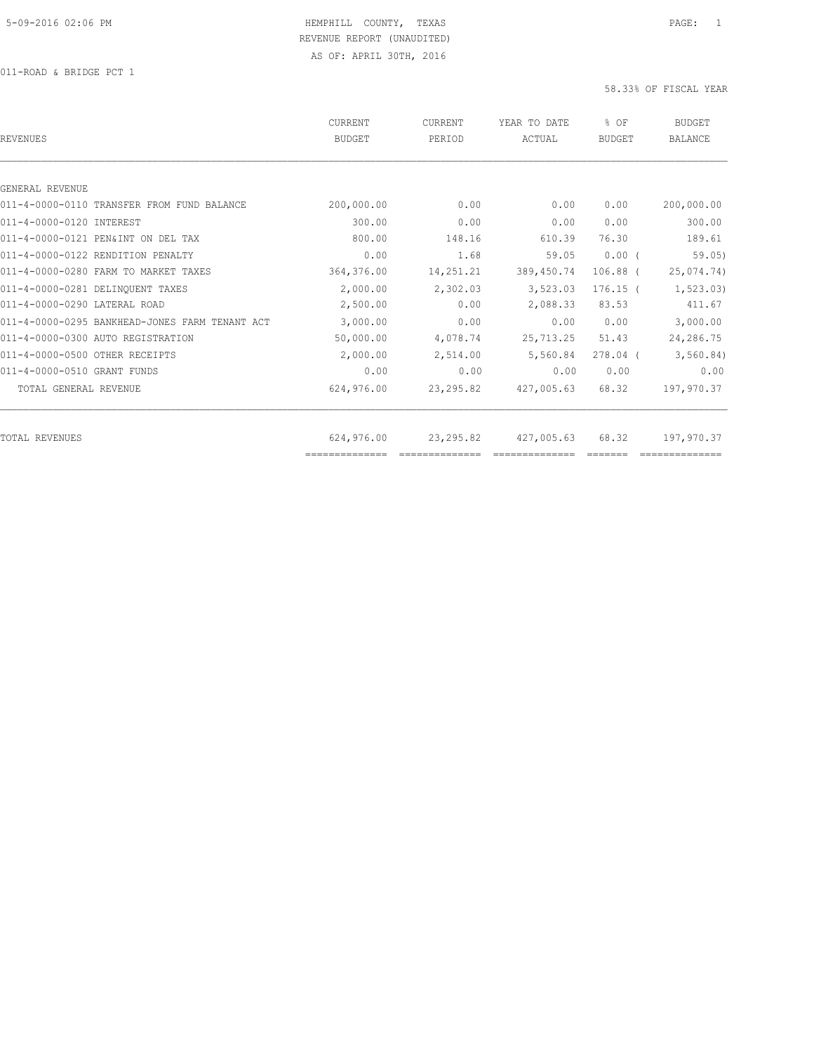HEMPHILL COUNTY, TEXAS
REVENUE REPORT (UNAUDITED)
AS OF: APRIL 30TH, 2016

011-ROAD & BRIDGE PCT 1

58.33% OF FISCAL YEAR

| REVENUES | CURRENT BUDGET | CURRENT PERIOD | YEAR TO DATE ACTUAL | % OF BUDGET | BUDGET BALANCE |
|---|---|---|---|---|---|
| GENERAL REVENUE | | | | | |
| 011-4-0000-0110 TRANSFER FROM FUND BALANCE | 200,000.00 | 0.00 | 0.00 | 0.00 | 200,000.00 |
| 011-4-0000-0120 INTEREST | 300.00 | 0.00 | 0.00 | 0.00 | 300.00 |
| 011-4-0000-0121 PEN&INT ON DEL TAX | 800.00 | 148.16 | 610.39 | 76.30 | 189.61 |
| 011-4-0000-0122 RENDITION PENALTY | 0.00 | 1.68 | 59.05 | 0.00 ( | 59.05) |
| 011-4-0000-0280 FARM TO MARKET TAXES | 364,376.00 | 14,251.21 | 389,450.74 | 106.88 ( | 25,074.74) |
| 011-4-0000-0281 DELINQUENT TAXES | 2,000.00 | 2,302.03 | 3,523.03 | 176.15 ( | 1,523.03) |
| 011-4-0000-0290 LATERAL ROAD | 2,500.00 | 0.00 | 2,088.33 | 83.53 | 411.67 |
| 011-4-0000-0295 BANKHEAD-JONES FARM TENANT ACT | 3,000.00 | 0.00 | 0.00 | 0.00 | 3,000.00 |
| 011-4-0000-0300 AUTO REGISTRATION | 50,000.00 | 4,078.74 | 25,713.25 | 51.43 | 24,286.75 |
| 011-4-0000-0500 OTHER RECEIPTS | 2,000.00 | 2,514.00 | 5,560.84 | 278.04 ( | 3,560.84) |
| 011-4-0000-0510 GRANT FUNDS | 0.00 | 0.00 | 0.00 | 0.00 | 0.00 |
| TOTAL GENERAL REVENUE | 624,976.00 | 23,295.82 | 427,005.63 | 68.32 | 197,970.37 |
| TOTAL REVENUES | 624,976.00 | 23,295.82 | 427,005.63 | 68.32 | 197,970.37 |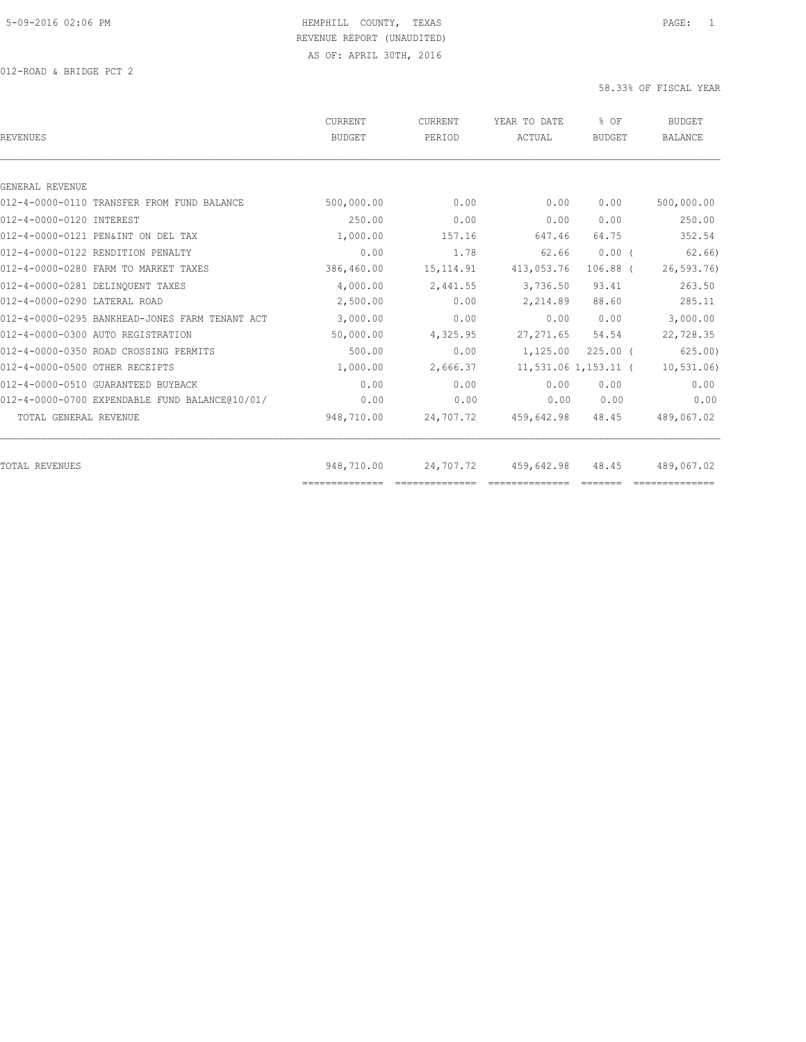HEMPHILL COUNTY, TEXAS
REVENUE REPORT (UNAUDITED)
AS OF: APRIL 30TH, 2016

012-ROAD & BRIDGE PCT 2

58.33% OF FISCAL YEAR

| REVENUES | CURRENT BUDGET | CURRENT PERIOD | YEAR TO DATE ACTUAL | % OF BUDGET | BUDGET BALANCE |
|---|---|---|---|---|---|
| GENERAL REVENUE | | | | | |
| 012-4-0000-0110 TRANSFER FROM FUND BALANCE | 500,000.00 | 0.00 | 0.00 | 0.00 | 500,000.00 |
| 012-4-0000-0120 INTEREST | 250.00 | 0.00 | 0.00 | 0.00 | 250.00 |
| 012-4-0000-0121 PEN&INT ON DEL TAX | 1,000.00 | 157.16 | 647.46 | 64.75 | 352.54 |
| 012-4-0000-0122 RENDITION PENALTY | 0.00 | 1.78 | 62.66 | 0.00 ( | 62.66) |
| 012-4-0000-0280 FARM TO MARKET TAXES | 386,460.00 | 15,114.91 | 413,053.76 | 106.88 ( | 26,593.76) |
| 012-4-0000-0281 DELINQUENT TAXES | 4,000.00 | 2,441.55 | 3,736.50 | 93.41 | 263.50 |
| 012-4-0000-0290 LATERAL ROAD | 2,500.00 | 0.00 | 2,214.89 | 88.60 | 285.11 |
| 012-4-0000-0295 BANKHEAD-JONES FARM TENANT ACT | 3,000.00 | 0.00 | 0.00 | 0.00 | 3,000.00 |
| 012-4-0000-0300 AUTO REGISTRATION | 50,000.00 | 4,325.95 | 27,271.65 | 54.54 | 22,728.35 |
| 012-4-0000-0350 ROAD CROSSING PERMITS | 500.00 | 0.00 | 1,125.00 | 225.00 ( | 625.00) |
| 012-4-0000-0500 OTHER RECEIPTS | 1,000.00 | 2,666.37 | 11,531.06 | 1,153.11 ( | 10,531.06) |
| 012-4-0000-0510 GUARANTEED BUYBACK | 0.00 | 0.00 | 0.00 | 0.00 | 0.00 |
| 012-4-0000-0700 EXPENDABLE FUND BALANCE@10/01/ | 0.00 | 0.00 | 0.00 | 0.00 | 0.00 |
| TOTAL GENERAL REVENUE | 948,710.00 | 24,707.72 | 459,642.98 | 48.45 | 489,067.02 |
| TOTAL REVENUES | 948,710.00 | 24,707.72 | 459,642.98 | 48.45 | 489,067.02 |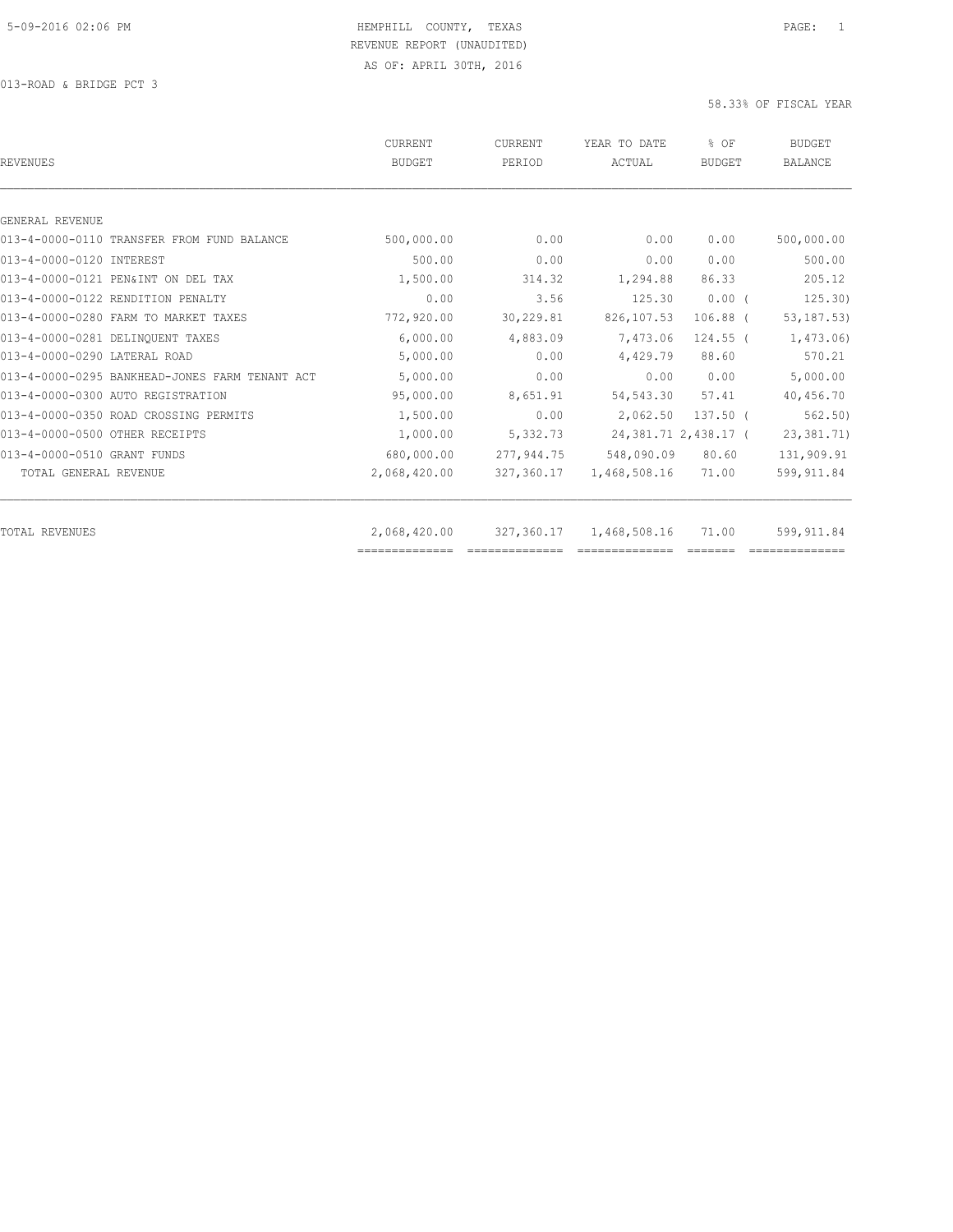5-09-2016 02:06 PM

HEMPHILL COUNTY, TEXAS
REVENUE REPORT (UNAUDITED)
AS OF: APRIL 30TH, 2016

013-ROAD & BRIDGE PCT 3

58.33% OF FISCAL YEAR

| REVENUES | CURRENT BUDGET | CURRENT PERIOD | YEAR TO DATE ACTUAL | % OF BUDGET | BUDGET BALANCE |
|---|---|---|---|---|---|
| GENERAL REVENUE | | | | | |
| 013-4-0000-0110 TRANSFER FROM FUND BALANCE | 500,000.00 | 0.00 | 0.00 | 0.00 | 500,000.00 |
| 013-4-0000-0120 INTEREST | 500.00 | 0.00 | 0.00 | 0.00 | 500.00 |
| 013-4-0000-0121 PEN&INT ON DEL TAX | 1,500.00 | 314.32 | 1,294.88 | 86.33 | 205.12 |
| 013-4-0000-0122 RENDITION PENALTY | 0.00 | 3.56 | 125.30 | 0.00 | ( 125.30) |
| 013-4-0000-0280 FARM TO MARKET TAXES | 772,920.00 | 30,229.81 | 826,107.53 | 106.88 | ( 53,187.53) |
| 013-4-0000-0281 DELINQUENT TAXES | 6,000.00 | 4,883.09 | 7,473.06 | 124.55 | ( 1,473.06) |
| 013-4-0000-0290 LATERAL ROAD | 5,000.00 | 0.00 | 4,429.79 | 88.60 | 570.21 |
| 013-4-0000-0295 BANKHEAD-JONES FARM TENANT ACT | 5,000.00 | 0.00 | 0.00 | 0.00 | 5,000.00 |
| 013-4-0000-0300 AUTO REGISTRATION | 95,000.00 | 8,651.91 | 54,543.30 | 57.41 | 40,456.70 |
| 013-4-0000-0350 ROAD CROSSING PERMITS | 1,500.00 | 0.00 | 2,062.50 | 137.50 | ( 562.50) |
| 013-4-0000-0500 OTHER RECEIPTS | 1,000.00 | 5,332.73 | 24,381.71 | 2,438.17 | ( 23,381.71) |
| 013-4-0000-0510 GRANT FUNDS | 680,000.00 | 277,944.75 | 548,090.09 | 80.60 | 131,909.91 |
| TOTAL GENERAL REVENUE | 2,068,420.00 | 327,360.17 | 1,468,508.16 | 71.00 | 599,911.84 |
| TOTAL REVENUES | 2,068,420.00 | 327,360.17 | 1,468,508.16 | 71.00 | 599,911.84 |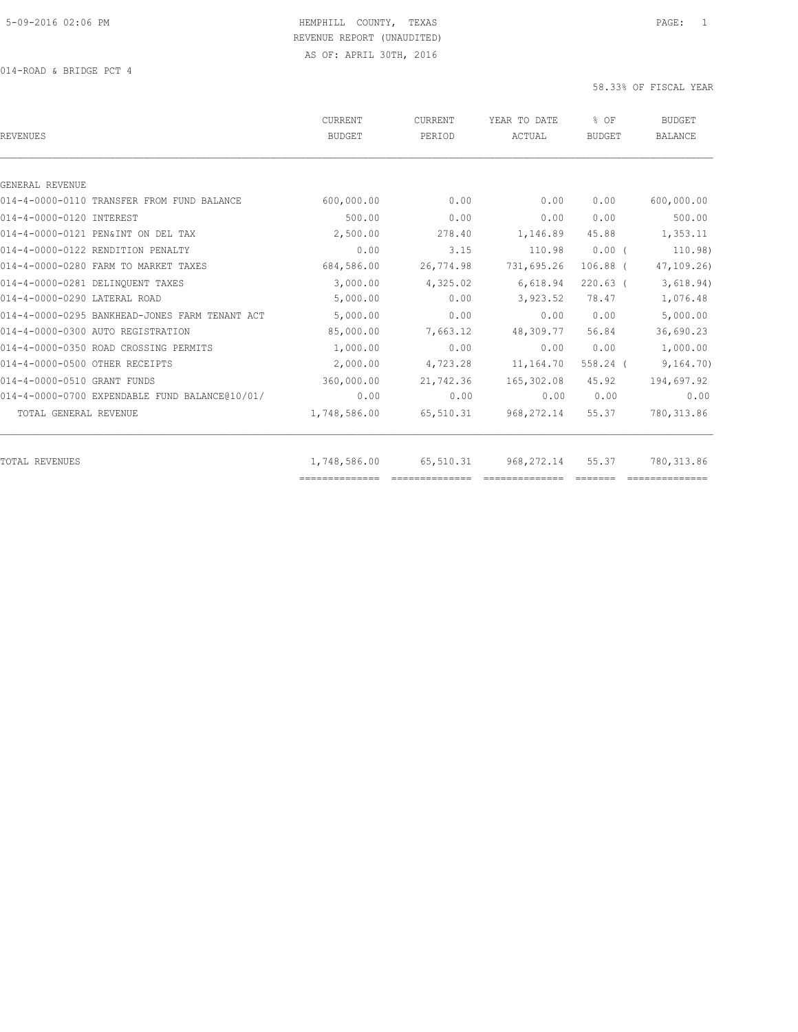HEMPHILL COUNTY, TEXAS
REVENUE REPORT (UNAUDITED)
AS OF: APRIL 30TH, 2016

014-ROAD & BRIDGE PCT 4

58.33% OF FISCAL YEAR

| REVENUES | CURRENT BUDGET | CURRENT PERIOD | YEAR TO DATE ACTUAL | % OF BUDGET | BUDGET BALANCE |
|---|---|---|---|---|---|
| GENERAL REVENUE | | | | | |
| 014-4-0000-0110 TRANSFER FROM FUND BALANCE | 600,000.00 | 0.00 | 0.00 | 0.00 | 600,000.00 |
| 014-4-0000-0120 INTEREST | 500.00 | 0.00 | 0.00 | 0.00 | 500.00 |
| 014-4-0000-0121 PEN&INT ON DEL TAX | 2,500.00 | 278.40 | 1,146.89 | 45.88 | 1,353.11 |
| 014-4-0000-0122 RENDITION PENALTY | 0.00 | 3.15 | 110.98 | 0.00 ( | 110.98) |
| 014-4-0000-0280 FARM TO MARKET TAXES | 684,586.00 | 26,774.98 | 731,695.26 | 106.88 ( | 47,109.26) |
| 014-4-0000-0281 DELINQUENT TAXES | 3,000.00 | 4,325.02 | 6,618.94 | 220.63 ( | 3,618.94) |
| 014-4-0000-0290 LATERAL ROAD | 5,000.00 | 0.00 | 3,923.52 | 78.47 | 1,076.48 |
| 014-4-0000-0295 BANKHEAD-JONES FARM TENANT ACT | 5,000.00 | 0.00 | 0.00 | 0.00 | 5,000.00 |
| 014-4-0000-0300 AUTO REGISTRATION | 85,000.00 | 7,663.12 | 48,309.77 | 56.84 | 36,690.23 |
| 014-4-0000-0350 ROAD CROSSING PERMITS | 1,000.00 | 0.00 | 0.00 | 0.00 | 1,000.00 |
| 014-4-0000-0500 OTHER RECEIPTS | 2,000.00 | 4,723.28 | 11,164.70 | 558.24 ( | 9,164.70) |
| 014-4-0000-0510 GRANT FUNDS | 360,000.00 | 21,742.36 | 165,302.08 | 45.92 | 194,697.92 |
| 014-4-0000-0700 EXPENDABLE FUND BALANCE@10/01/ | 0.00 | 0.00 | 0.00 | 0.00 | 0.00 |
| TOTAL GENERAL REVENUE | 1,748,586.00 | 65,510.31 | 968,272.14 | 55.37 | 780,313.86 |
| TOTAL REVENUES | 1,748,586.00 | 65,510.31 | 968,272.14 | 55.37 | 780,313.86 |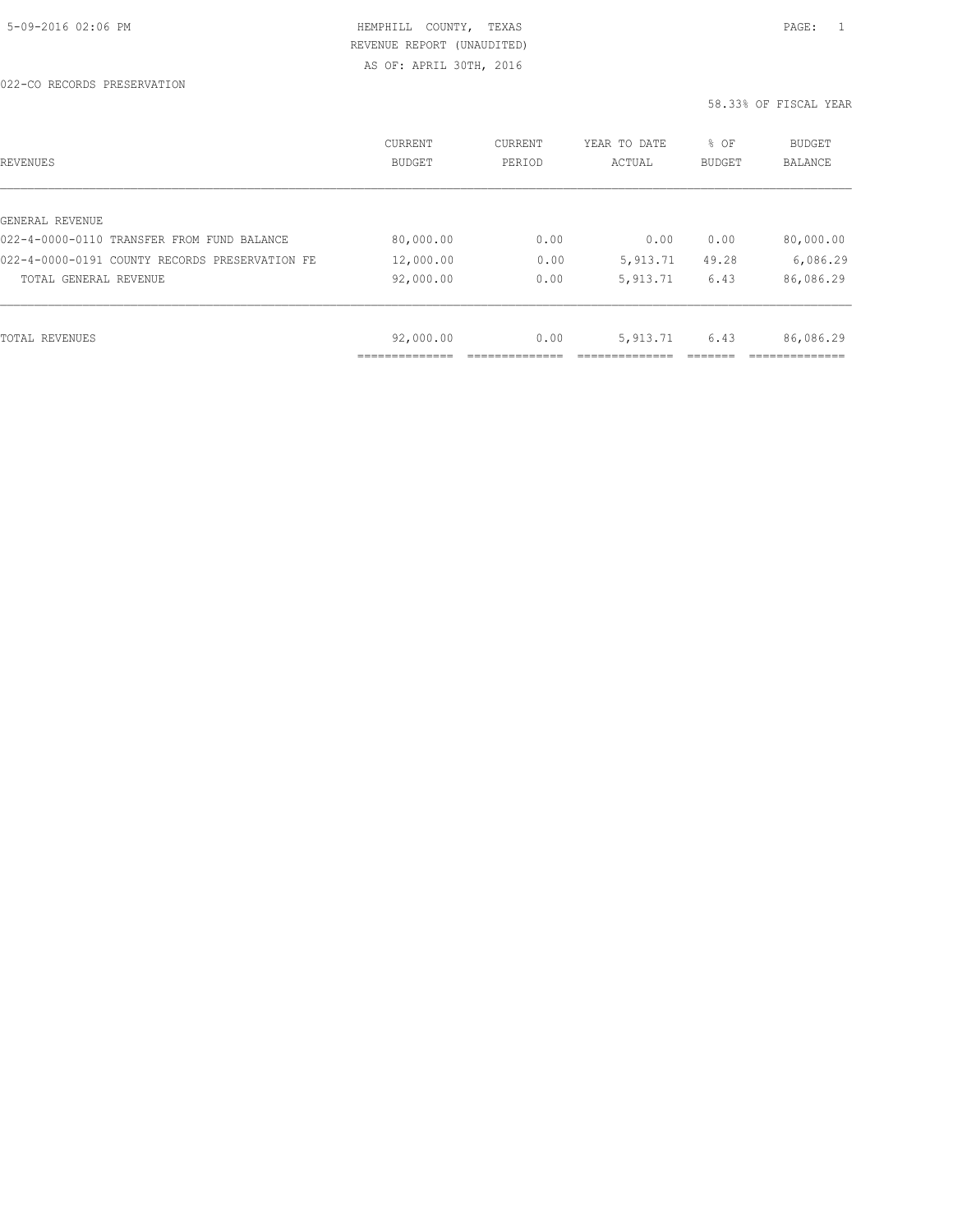5-09-2016 02:06 PM

HEMPHILL COUNTY, TEXAS
REVENUE REPORT (UNAUDITED)
AS OF: APRIL 30TH, 2016

022-CO RECORDS PRESERVATION

58.33% OF FISCAL YEAR

| REVENUES | CURRENT BUDGET | CURRENT PERIOD | YEAR TO DATE ACTUAL | % OF BUDGET | BUDGET BALANCE |
|---|---|---|---|---|---|
| GENERAL REVENUE | | | | | |
| 022-4-0000-0110 TRANSFER FROM FUND BALANCE | 80,000.00 | 0.00 | 0.00 | 0.00 | 80,000.00 |
| 022-4-0000-0191 COUNTY RECORDS PRESERVATION FE | 12,000.00 | 0.00 | 5,913.71 | 49.28 | 6,086.29 |
| TOTAL GENERAL REVENUE | 92,000.00 | 0.00 | 5,913.71 | 6.43 | 86,086.29 |
| TOTAL REVENUES | 92,000.00 | 0.00 | 5,913.71 | 6.43 | 86,086.29 |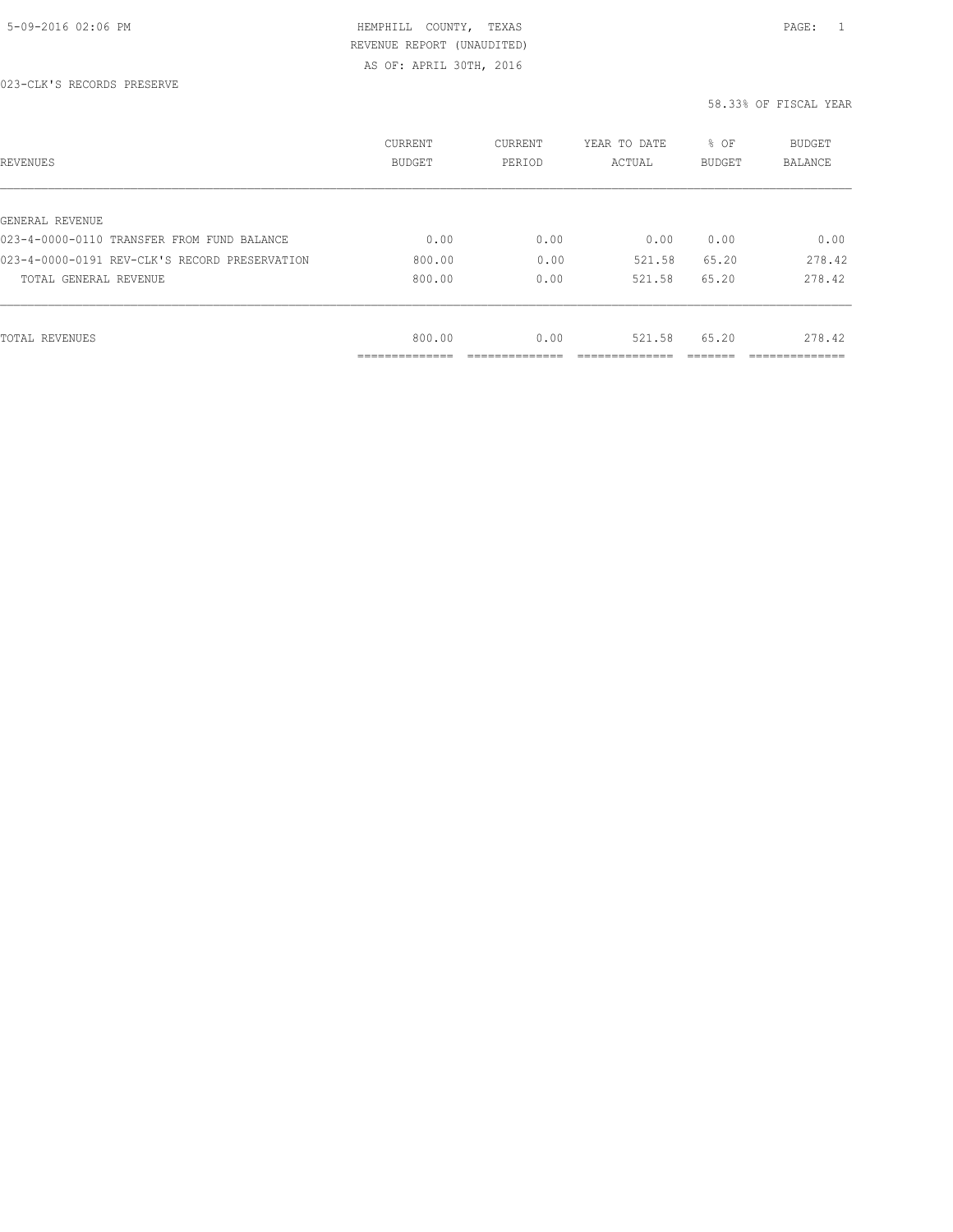5-09-2016 02:06 PM HEMPHILL COUNTY, TEXAS PAGE: 1

REVENUE REPORT (UNAUDITED)

AS OF: APRIL 30TH, 2016

023-CLK'S RECORDS PRESERVE

58.33% OF FISCAL YEAR

| REVENUES | CURRENT BUDGET | CURRENT PERIOD | YEAR TO DATE ACTUAL | % OF BUDGET | BUDGET BALANCE |
|---|---|---|---|---|---|
| GENERAL REVENUE | | | | | |
| 023-4-0000-0110 TRANSFER FROM FUND BALANCE | 0.00 | 0.00 | 0.00 | 0.00 | 0.00 |
| 023-4-0000-0191 REV-CLK'S RECORD PRESERVATION | 800.00 | 0.00 | 521.58 | 65.20 | 278.42 |
| TOTAL GENERAL REVENUE | 800.00 | 0.00 | 521.58 | 65.20 | 278.42 |
| TOTAL REVENUES | 800.00 | 0.00 | 521.58 | 65.20 | 278.42 |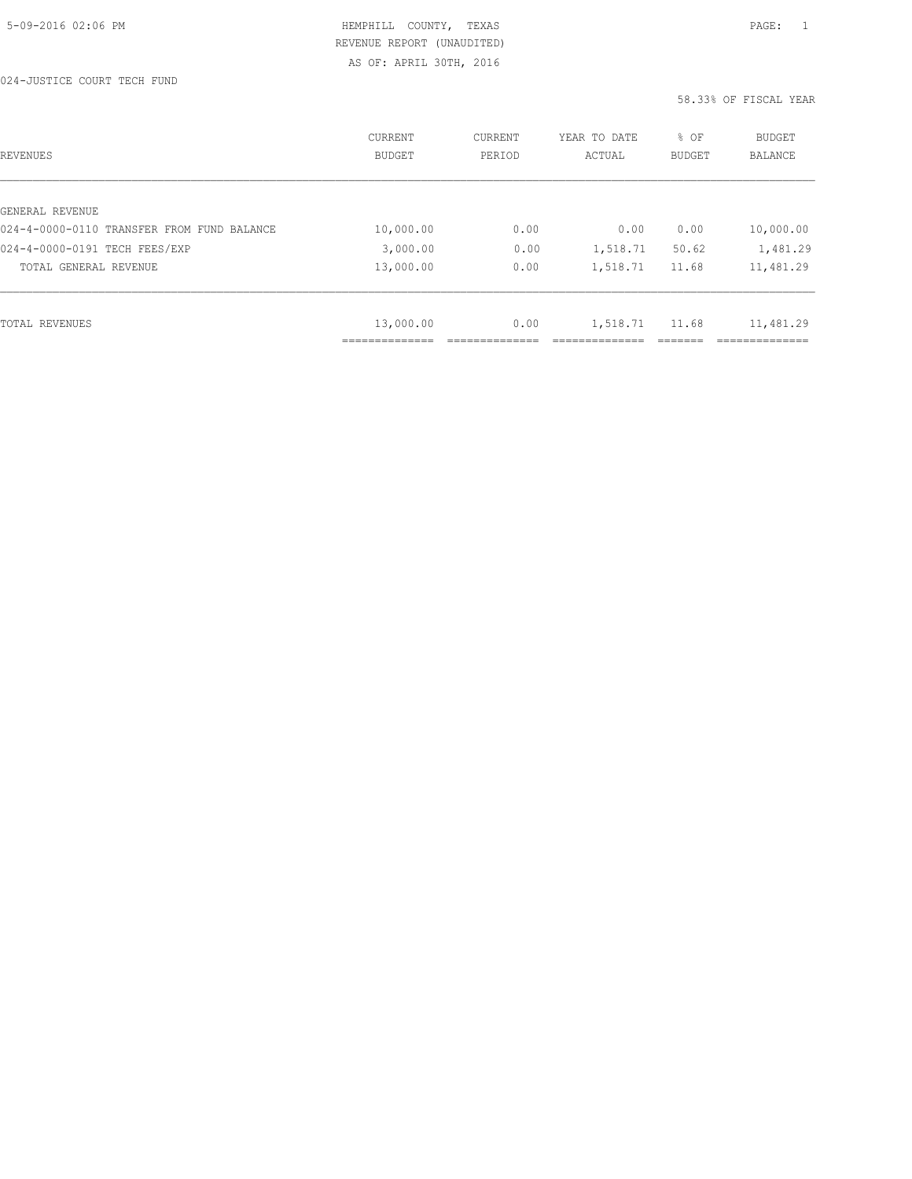HEMPHILL COUNTY, TEXAS

REVENUE REPORT (UNAUDITED)

AS OF: APRIL 30TH, 2016

024-JUSTICE COURT TECH FUND

58.33% OF FISCAL YEAR

| REVENUES | CURRENT BUDGET | CURRENT PERIOD | YEAR TO DATE ACTUAL | % OF BUDGET | BUDGET BALANCE |
|---|---|---|---|---|---|
| GENERAL REVENUE | | | | | |
| 024-4-0000-0110 TRANSFER FROM FUND BALANCE | 10,000.00 | 0.00 | 0.00 | 0.00 | 10,000.00 |
| 024-4-0000-0191 TECH FEES/EXP | 3,000.00 | 0.00 | 1,518.71 | 50.62 | 1,481.29 |
| TOTAL GENERAL REVENUE | 13,000.00 | 0.00 | 1,518.71 | 11.68 | 11,481.29 |
| TOTAL REVENUES | 13,000.00 | 0.00 | 1,518.71 | 11.68 | 11,481.29 |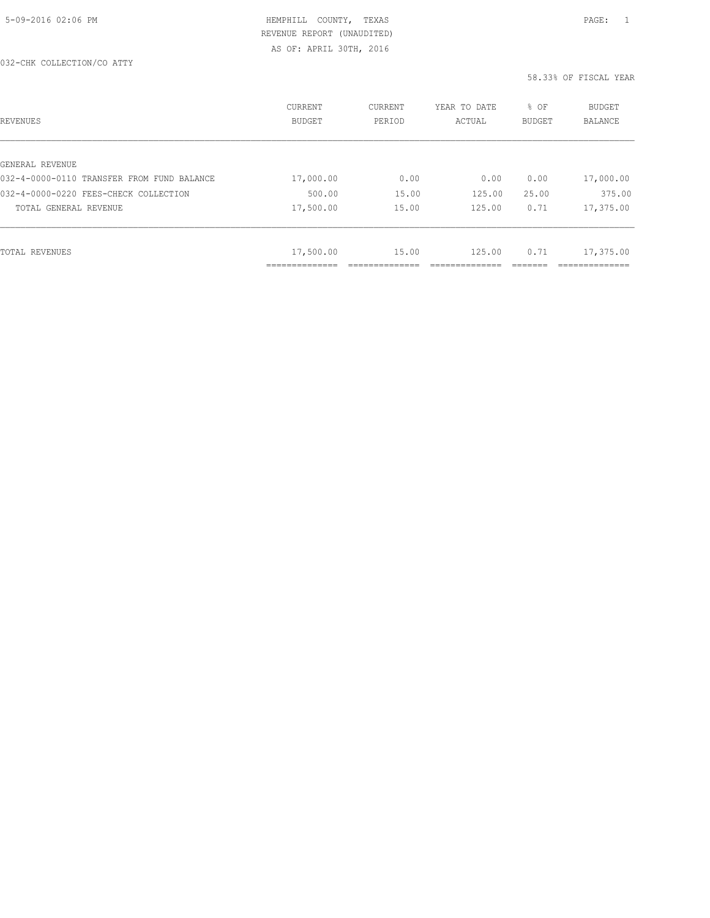HEMPHILL COUNTY, TEXAS
REVENUE REPORT (UNAUDITED)
AS OF: APRIL 30TH, 2016

032-CHK COLLECTION/CO ATTY

58.33% OF FISCAL YEAR

| REVENUES | CURRENT BUDGET | CURRENT PERIOD | YEAR TO DATE ACTUAL | % OF BUDGET | BUDGET BALANCE |
|---|---|---|---|---|---|
| GENERAL REVENUE | | | | | |
| 032-4-0000-0110 TRANSFER FROM FUND BALANCE | 17,000.00 | 0.00 | 0.00 | 0.00 | 17,000.00 |
| 032-4-0000-0220 FEES-CHECK COLLECTION | 500.00 | 15.00 | 125.00 | 25.00 | 375.00 |
| TOTAL GENERAL REVENUE | 17,500.00 | 15.00 | 125.00 | 0.71 | 17,375.00 |
| TOTAL REVENUES | 17,500.00 | 15.00 | 125.00 | 0.71 | 17,375.00 |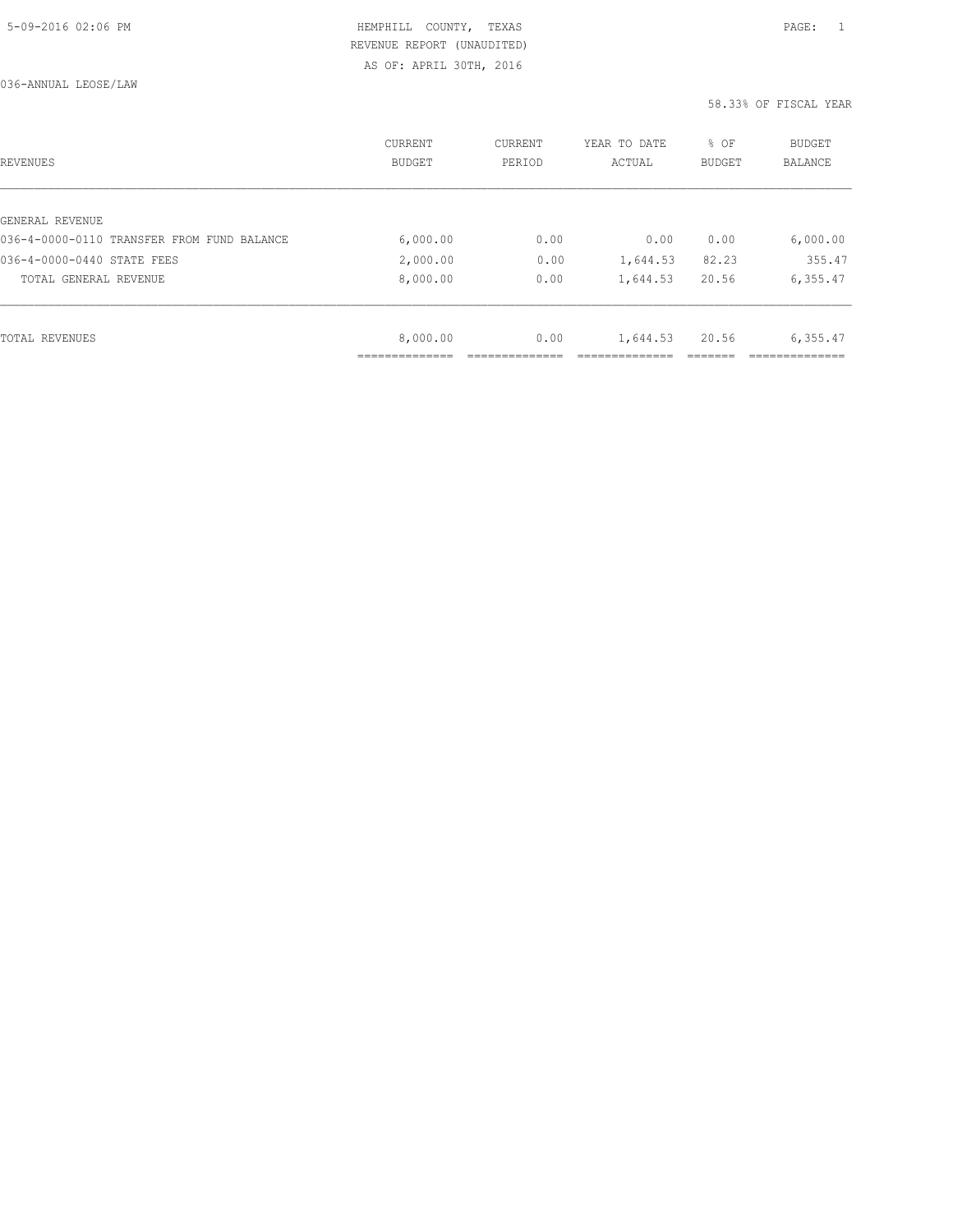HEMPHILL COUNTY, TEXAS
REVENUE REPORT (UNAUDITED)
AS OF: APRIL 30TH, 2016

036-ANNUAL LEOSE/LAW

58.33% OF FISCAL YEAR

| REVENUES | CURRENT BUDGET | CURRENT PERIOD | YEAR TO DATE ACTUAL | % OF BUDGET | BUDGET BALANCE |
|---|---|---|---|---|---|
| GENERAL REVENUE | | | | | |
| 036-4-0000-0110 TRANSFER FROM FUND BALANCE | 6,000.00 | 0.00 | 0.00 | 0.00 | 6,000.00 |
| 036-4-0000-0440 STATE FEES | 2,000.00 | 0.00 | 1,644.53 | 82.23 | 355.47 |
| TOTAL GENERAL REVENUE | 8,000.00 | 0.00 | 1,644.53 | 20.56 | 6,355.47 |
| TOTAL REVENUES | 8,000.00 | 0.00 | 1,644.53 | 20.56 | 6,355.47 |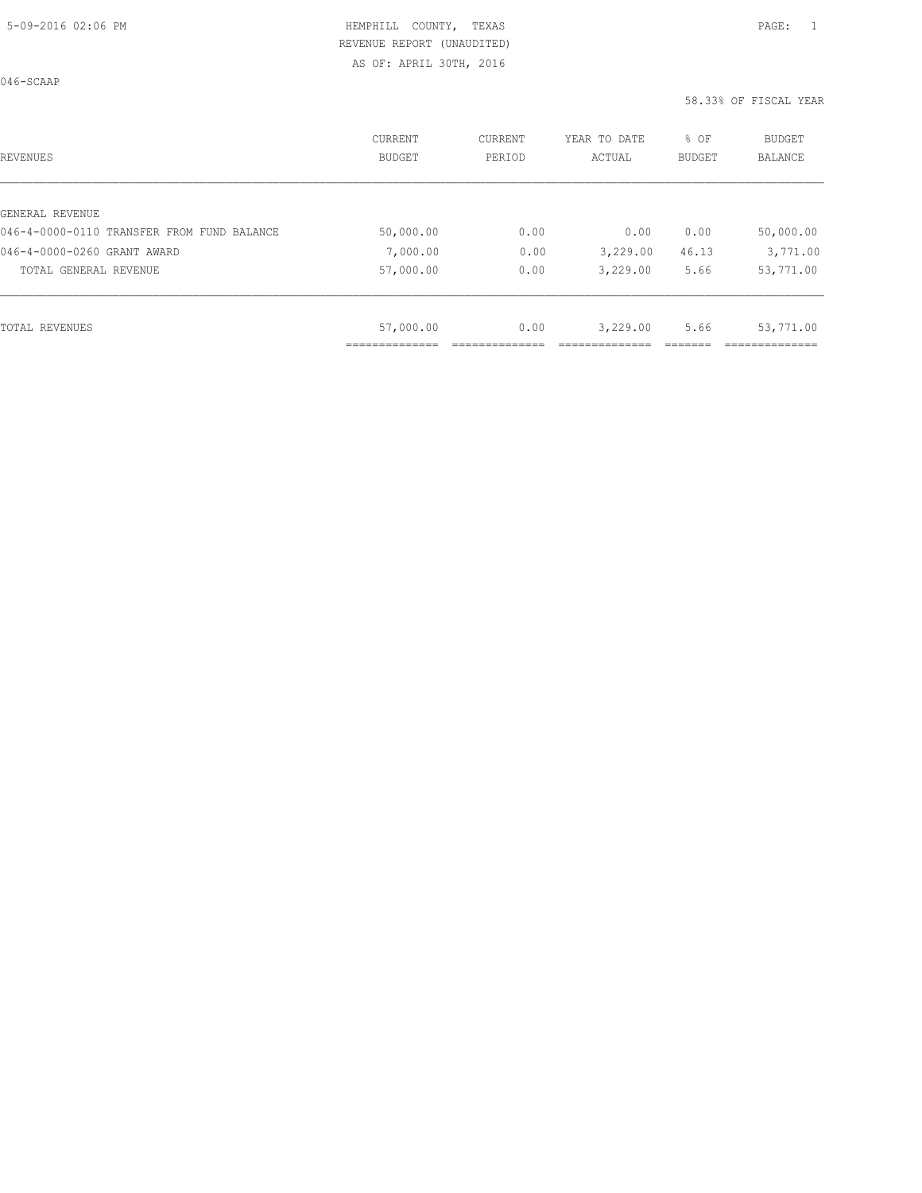HEMPHILL COUNTY, TEXAS
REVENUE REPORT (UNAUDITED)
AS OF: APRIL 30TH, 2016

046-SCAAP

58.33% OF FISCAL YEAR

| REVENUES | CURRENT BUDGET | CURRENT PERIOD | YEAR TO DATE ACTUAL | % OF BUDGET | BUDGET BALANCE |
|---|---|---|---|---|---|
| GENERAL REVENUE | | | | | |
| 046-4-0000-0110 TRANSFER FROM FUND BALANCE | 50,000.00 | 0.00 | 0.00 | 0.00 | 50,000.00 |
| 046-4-0000-0260 GRANT AWARD | 7,000.00 | 0.00 | 3,229.00 | 46.13 | 3,771.00 |
| TOTAL GENERAL REVENUE | 57,000.00 | 0.00 | 3,229.00 | 5.66 | 53,771.00 |
| TOTAL REVENUES | 57,000.00 | 0.00 | 3,229.00 | 5.66 | 53,771.00 |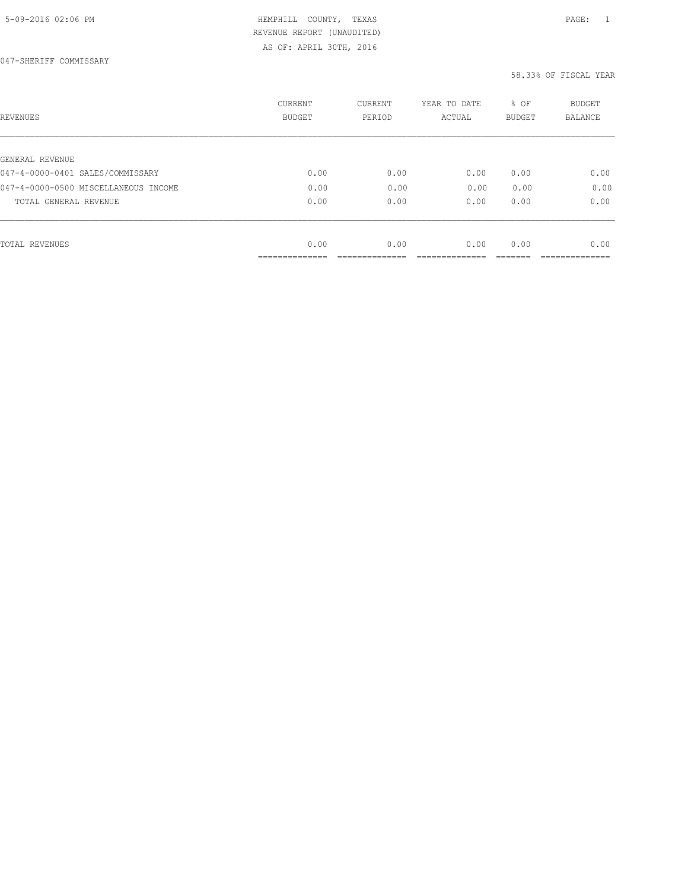5-09-2016 02:06 PM

HEMPHILL COUNTY, TEXAS
REVENUE REPORT (UNAUDITED)
AS OF: APRIL 30TH, 2016

047-SHERIFF COMMISSARY

58.33% OF FISCAL YEAR

| REVENUES | CURRENT BUDGET | CURRENT PERIOD | YEAR TO DATE ACTUAL | % OF BUDGET | BUDGET BALANCE |
|---|---|---|---|---|---|
| GENERAL REVENUE | | | | | |
| 047-4-0000-0401 SALES/COMMISSARY | 0.00 | 0.00 | 0.00 | 0.00 | 0.00 |
| 047-4-0000-0500 MISCELLANEOUS INCOME | 0.00 | 0.00 | 0.00 | 0.00 | 0.00 |
| TOTAL GENERAL REVENUE | 0.00 | 0.00 | 0.00 | 0.00 | 0.00 |
| TOTAL REVENUES | 0.00 | 0.00 | 0.00 | 0.00 | 0.00 |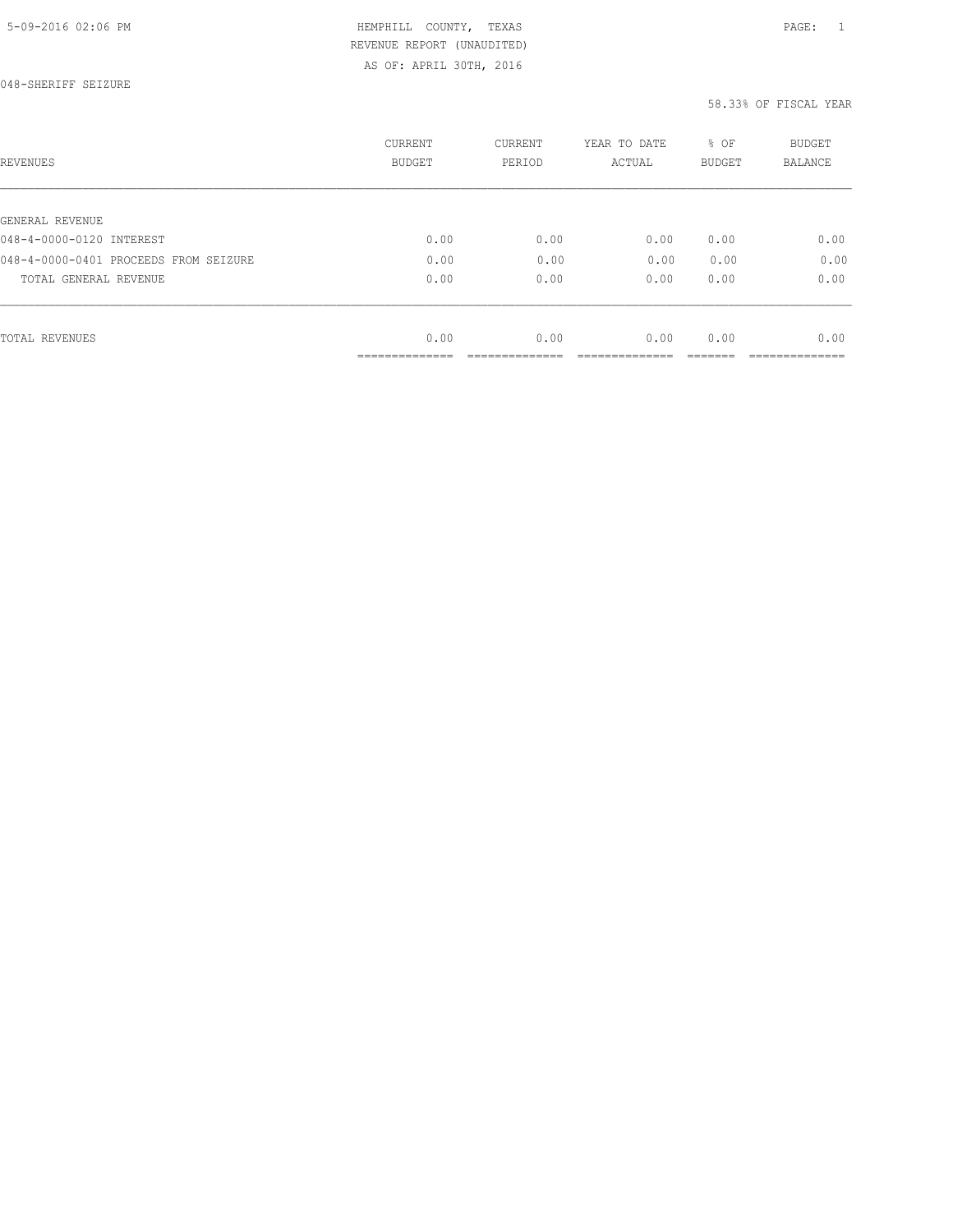048-SHERIFF SEIZURE

58.33% OF FISCAL YEAR

| REVENUES | CURRENT BUDGET | CURRENT PERIOD | YEAR TO DATE ACTUAL | % OF BUDGET | BUDGET BALANCE |
|---|---|---|---|---|---|
| GENERAL REVENUE | | | | | |
| 048-4-0000-0120 INTEREST | 0.00 | 0.00 | 0.00 | 0.00 | 0.00 |
| 048-4-0000-0401 PROCEEDS FROM SEIZURE | 0.00 | 0.00 | 0.00 | 0.00 | 0.00 |
| TOTAL GENERAL REVENUE | 0.00 | 0.00 | 0.00 | 0.00 | 0.00 |
| TOTAL REVENUES | 0.00 | 0.00 | 0.00 | 0.00 | 0.00 |